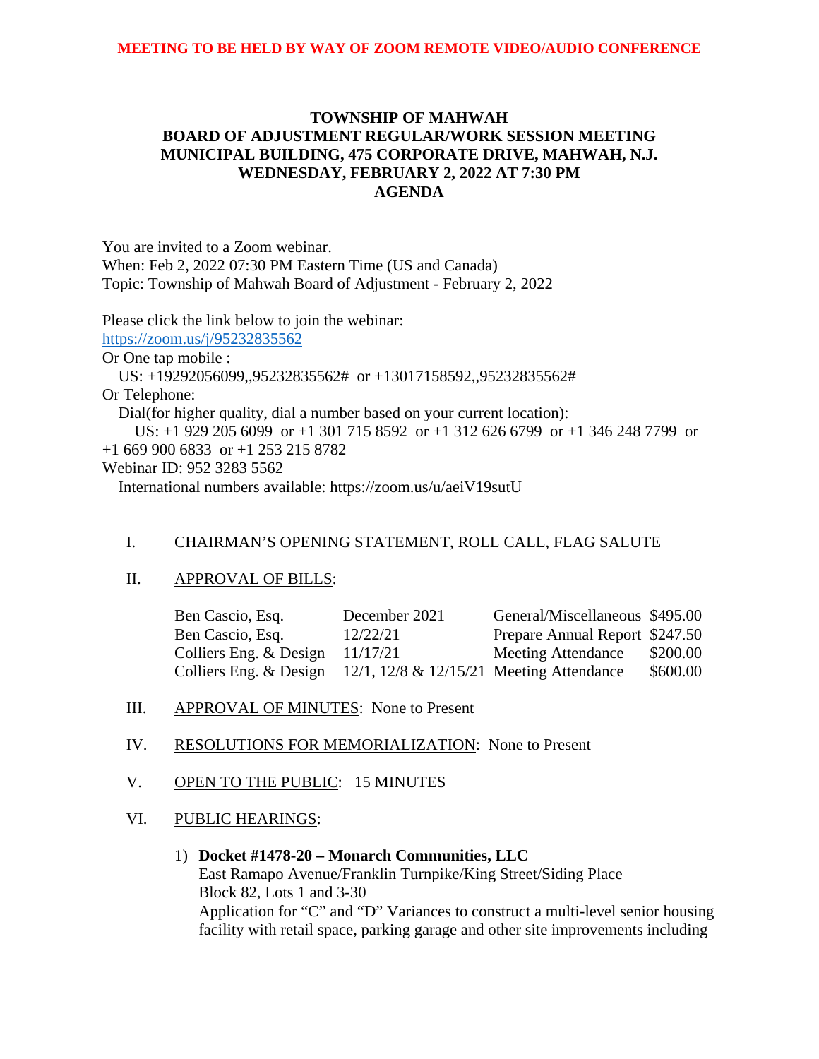**MEETING TO BE HELD BY WAY OF ZOOM REMOTE VIDEO/AUDIO CONFERENCE**

# TOWNSHIP OF MAHWAH
# BOARD OF ADJUSTMENT REGULAR/WORK SESSION MEETING
# MUNICIPAL BUILDING, 475 CORPORATE DRIVE, MAHWAH, N.J.
# WEDNESDAY, FEBRUARY 2, 2022 AT 7:30 PM
# AGENDA

You are invited to a Zoom webinar.
When: Feb 2, 2022 07:30 PM Eastern Time (US and Canada)
Topic: Township of Mahwah Board of Adjustment - February 2, 2022

Please click the link below to join the webinar:
https://zoom.us/j/95232835562
Or One tap mobile :
US: +19292056099,,95232835562# or +13017158592,,95232835562#
Or Telephone:
Dial(for higher quality, dial a number based on your current location):
US: +1 929 205 6099 or +1 301 715 8592 or +1 312 626 6799 or +1 346 248 7799 or +1 669 900 6833 or +1 253 215 8782
Webinar ID: 952 3283 5562
International numbers available: https://zoom.us/u/aeiV19sutU

I. CHAIRMAN'S OPENING STATEMENT, ROLL CALL, FLAG SALUTE

II. APPROVAL OF BILLS:

| | | | |
|---|---|---|---|
| Ben Cascio, Esq. | December 2021 | General/Miscellaneous | $495.00 |
| Ben Cascio, Esq. | 12/22/21 | Prepare Annual Report | $247.50 |
| Colliers Eng. & Design | 11/17/21 | Meeting Attendance | $200.00 |
| Colliers Eng. & Design | 12/1, 12/8 & 12/15/21 | Meeting Attendance | $600.00 |

III. APPROVAL OF MINUTES: None to Present

IV. RESOLUTIONS FOR MEMORIALIZATION: None to Present

V. OPEN TO THE PUBLIC: 15 MINUTES

VI. PUBLIC HEARINGS:

1) **Docket #1478-20 – Monarch Communities, LLC**
East Ramapo Avenue/Franklin Turnpike/King Street/Siding Place
Block 82, Lots 1 and 3-30
Application for "C" and "D" Variances to construct a multi-level senior housing facility with retail space, parking garage and other site improvements including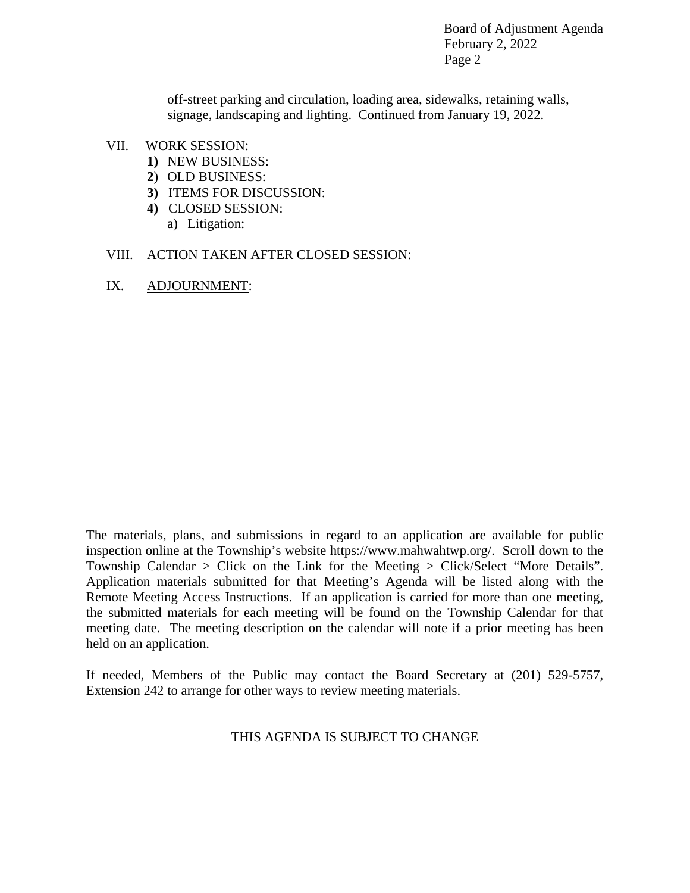off-street parking and circulation, loading area, sidewalks, retaining walls, signage, landscaping and lighting. Continued from January 19, 2022.

VII. WORK SESSION:

- **1)** NEW BUSINESS:
- **2**) OLD BUSINESS:
- **3)** ITEMS FOR DISCUSSION:
- **4)** CLOSED SESSION:
  - a) Litigation:

VIII. ACTION TAKEN AFTER CLOSED SESSION:

IX. ADJOURNMENT:

The materials, plans, and submissions in regard to an application are available for public inspection online at the Township's website https://www.mahwahtwp.org/. Scroll down to the Township Calendar > Click on the Link for the Meeting > Click/Select "More Details". Application materials submitted for that Meeting's Agenda will be listed along with the Remote Meeting Access Instructions. If an application is carried for more than one meeting, the submitted materials for each meeting will be found on the Township Calendar for that meeting date. The meeting description on the calendar will note if a prior meeting has been held on an application.

If needed, Members of the Public may contact the Board Secretary at (201) 529-5757, Extension 242 to arrange for other ways to review meeting materials.

THIS AGENDA IS SUBJECT TO CHANGE